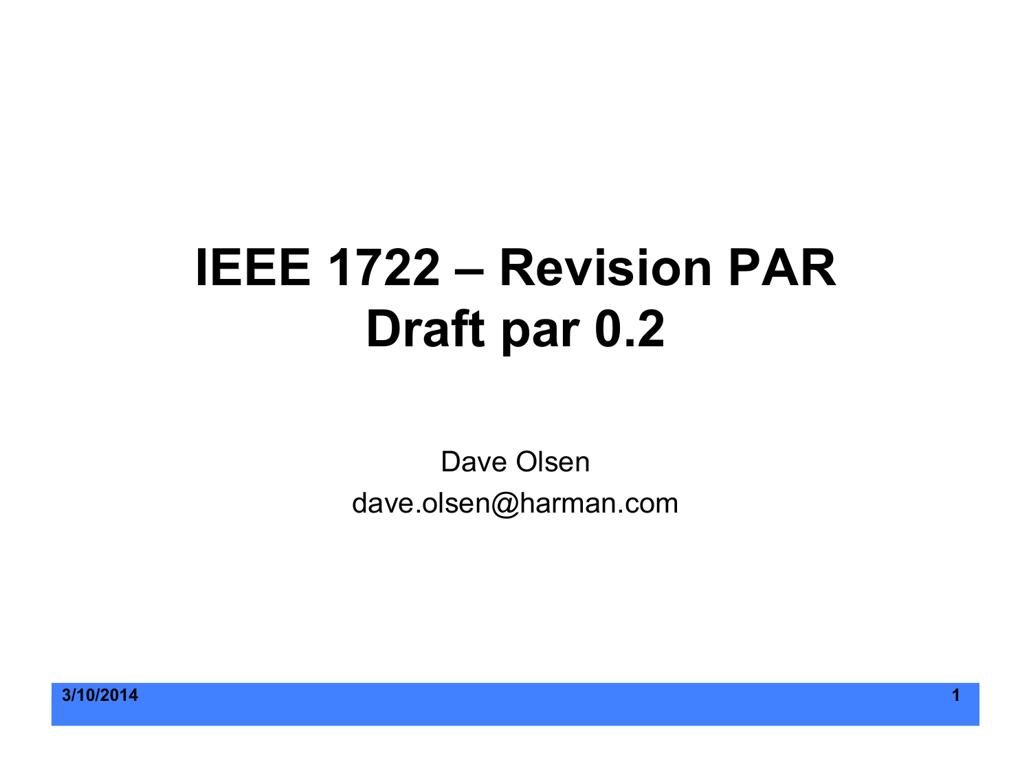# IEEE 1722 – Revision PAR
# Draft par 0.2

Dave Olsen

dave.olsen@harman.com

3/10/2014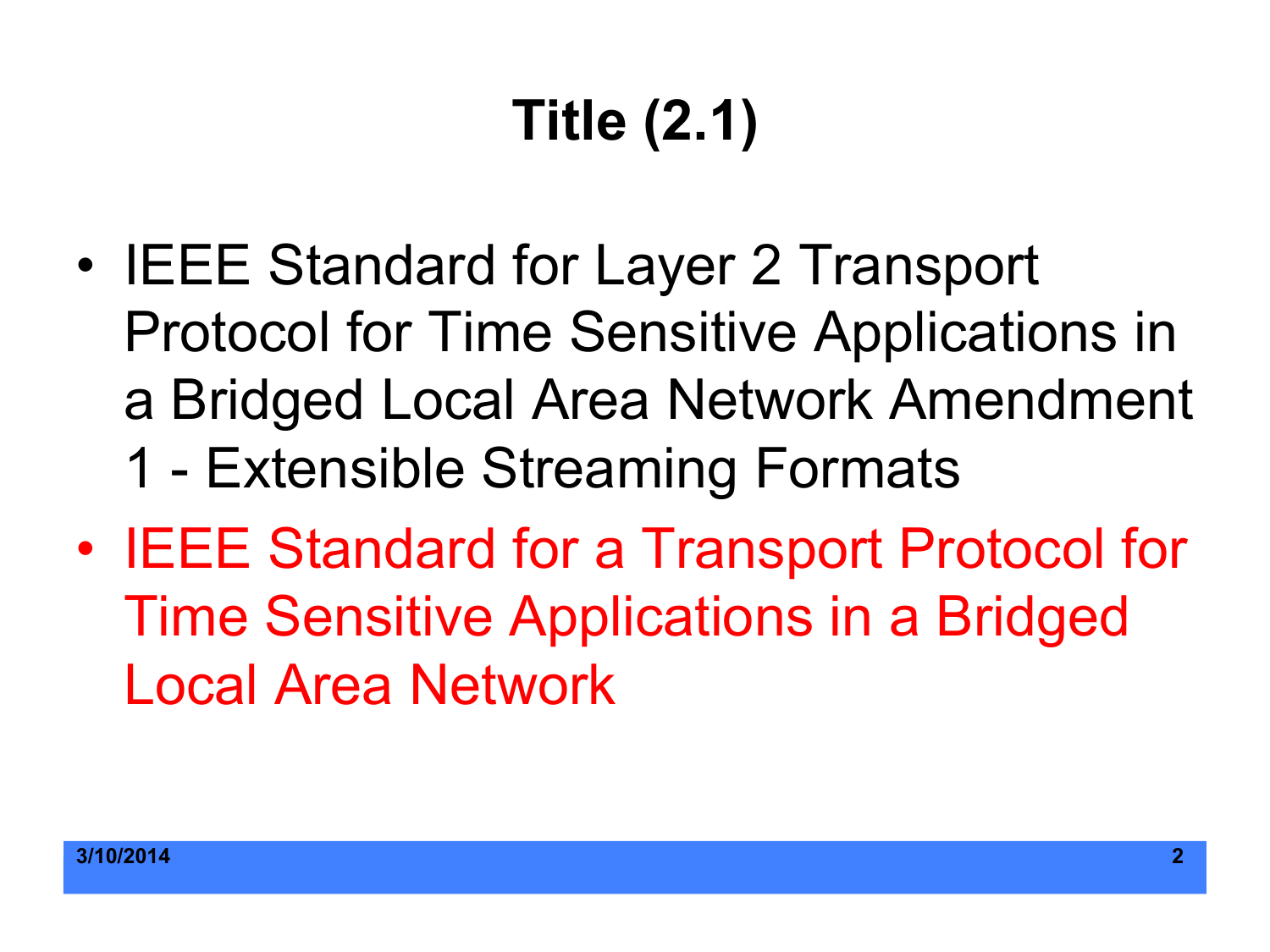# Title (2.1)

- IEEE Standard for Layer 2 Transport Protocol for Time Sensitive Applications in a Bridged Local Area Network Amendment 1 - Extensible Streaming Formats
- IEEE Standard for a Transport Protocol for Time Sensitive Applications in a Bridged Local Area Network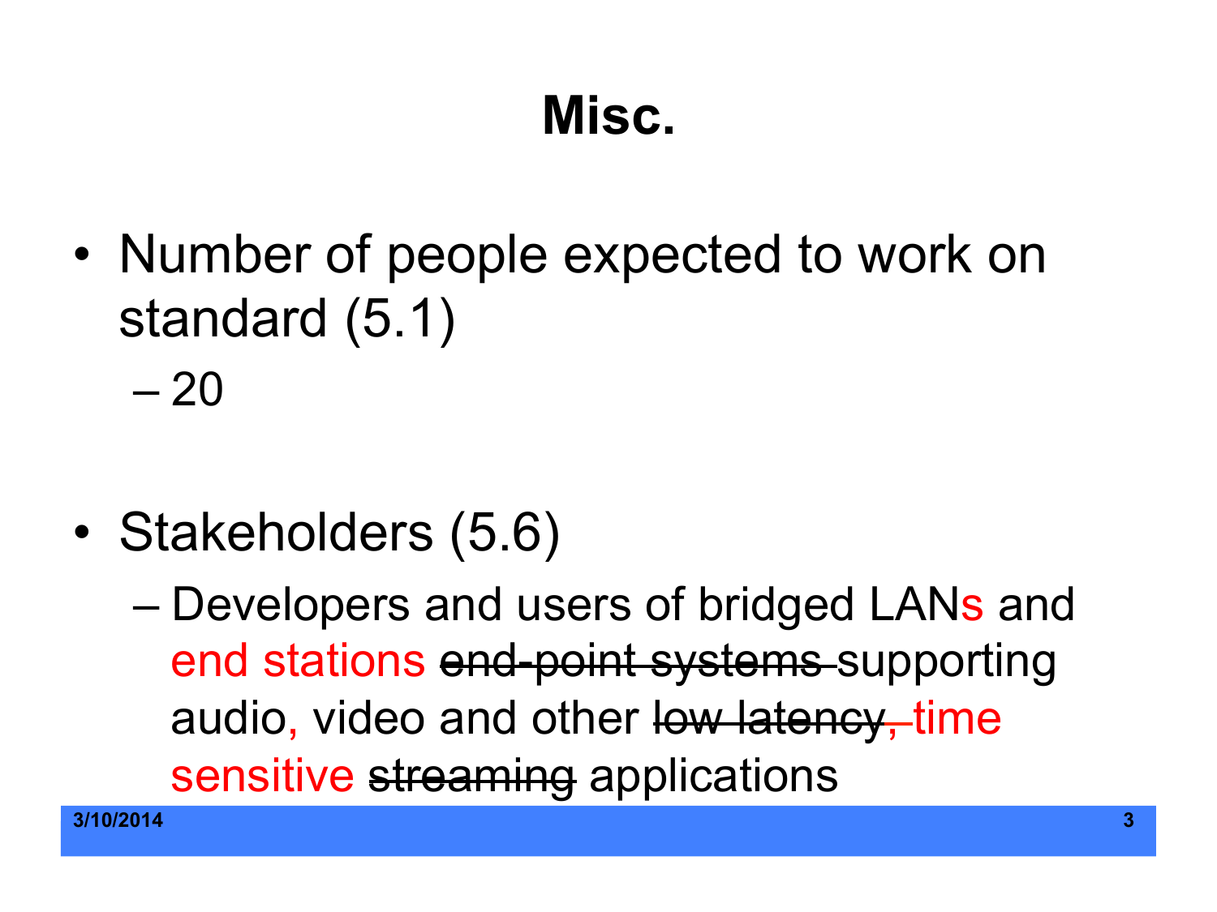# Misc.

- Number of people expected to work on standard (5.1)
  - 20

- Stakeholders (5.6)
  - Developers and users of bridged LANs and end stations ~~end-point systems~~ supporting audio, video and other ~~low latency~~, time sensitive ~~streaming~~ applications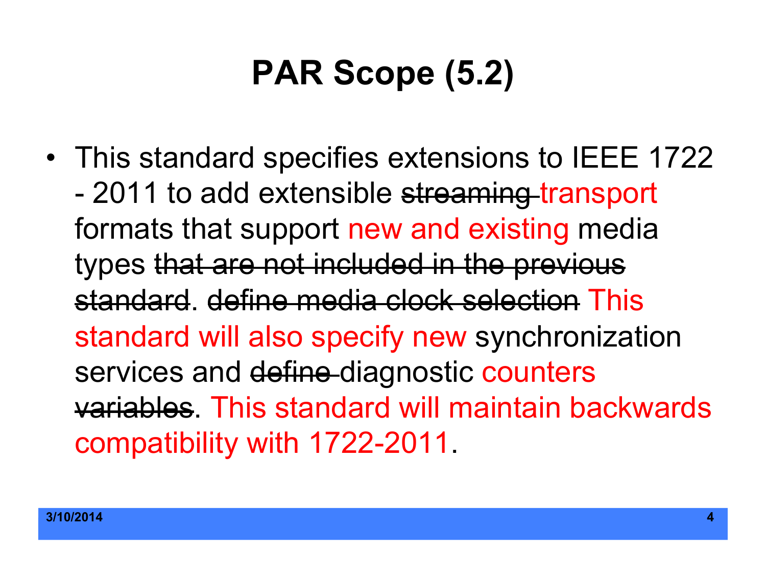# PAR Scope (5.2)

- This standard specifies extensions to IEEE 1722 - 2011 to add extensible ~~streaming~~ transport formats that support new and existing media types ~~that are not included in the previous standard~~. ~~define media clock selection~~ This standard will also specify new synchronization services and ~~define~~ diagnostic counters ~~variables~~. This standard will maintain backwards compatibility with 1722-2011.

3/10/2014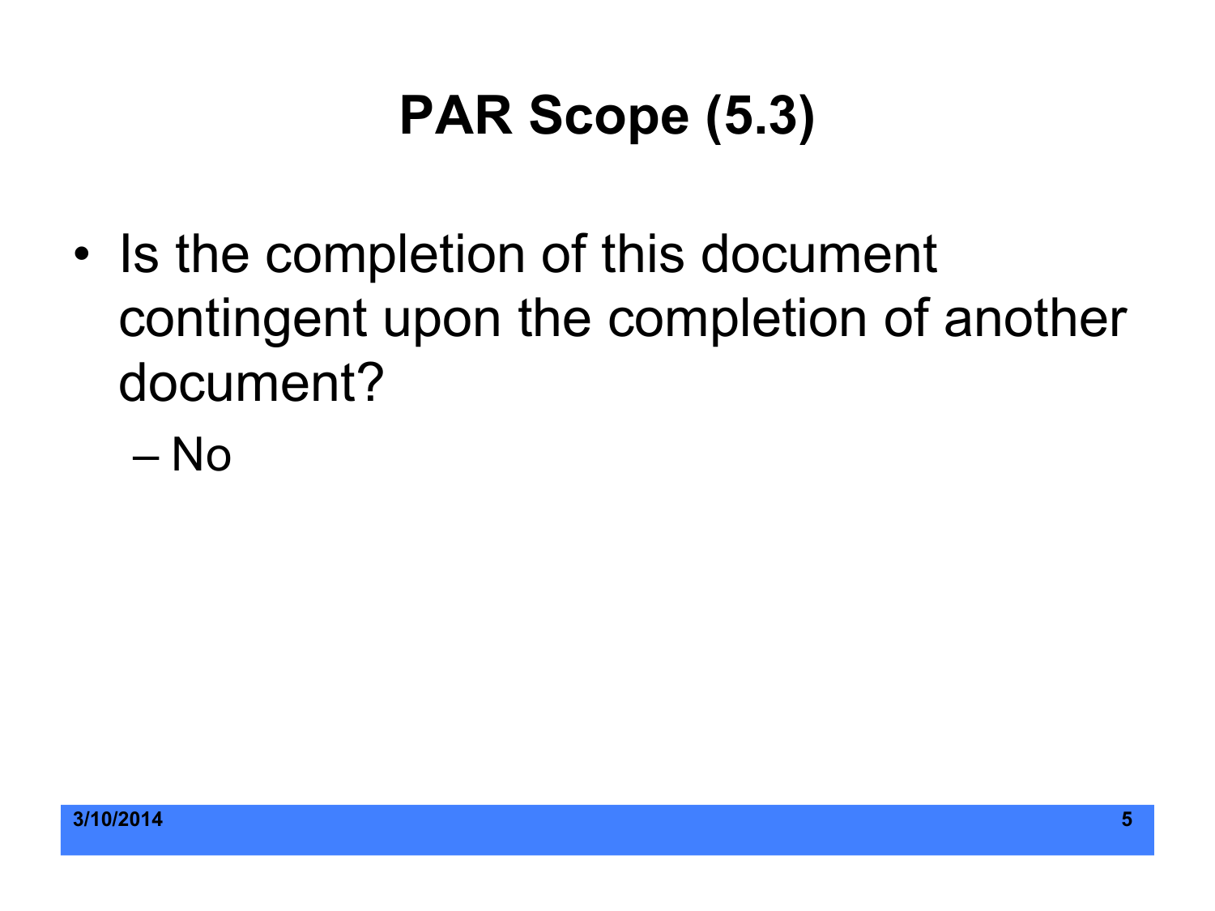# PAR Scope (5.3)

- Is the completion of this document contingent upon the completion of another document?
  - No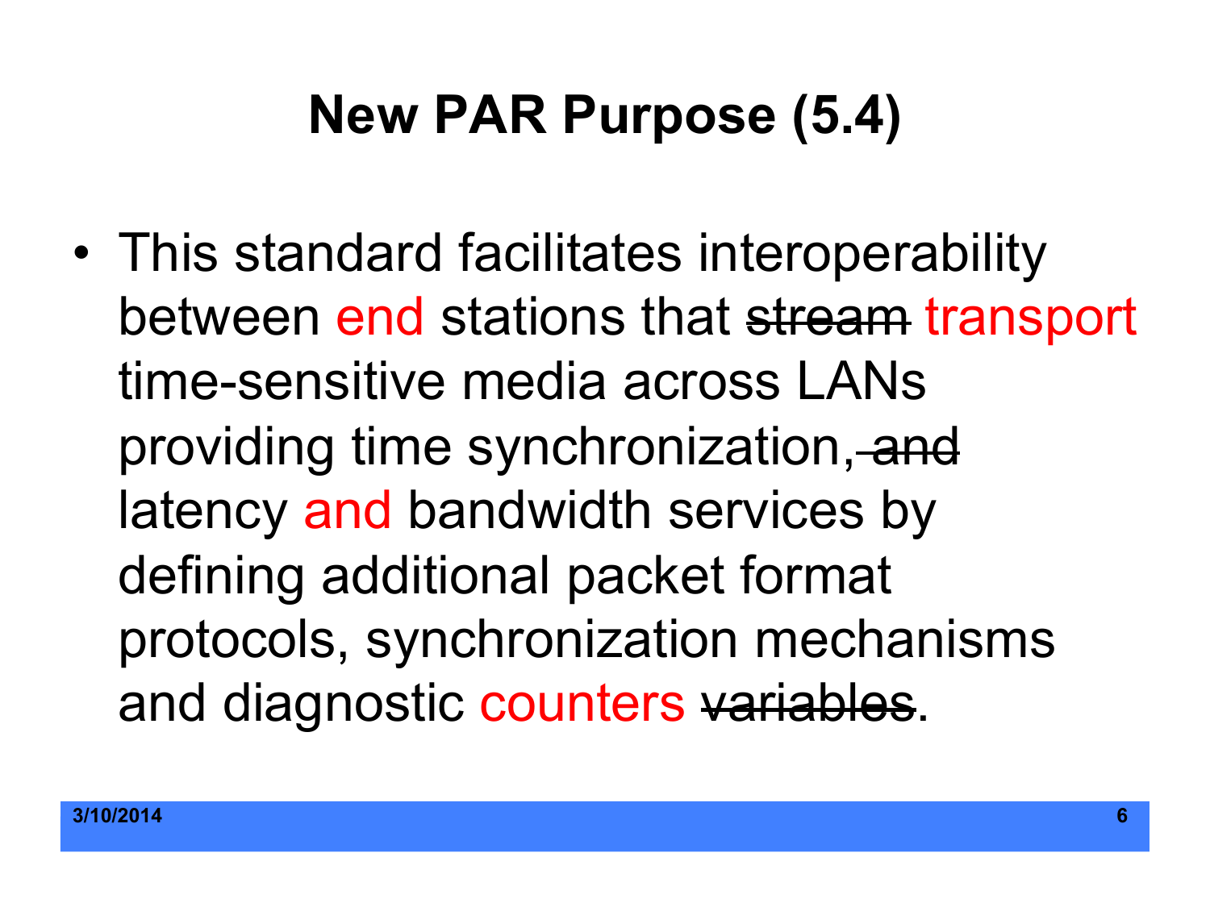# New PAR Purpose (5.4)

- This standard facilitates interoperability between end stations that ~~stream~~ transport time-sensitive media across LANs providing time synchronization,~~ and~~ latency and bandwidth services by defining additional packet format protocols, synchronization mechanisms and diagnostic counters ~~variables~~.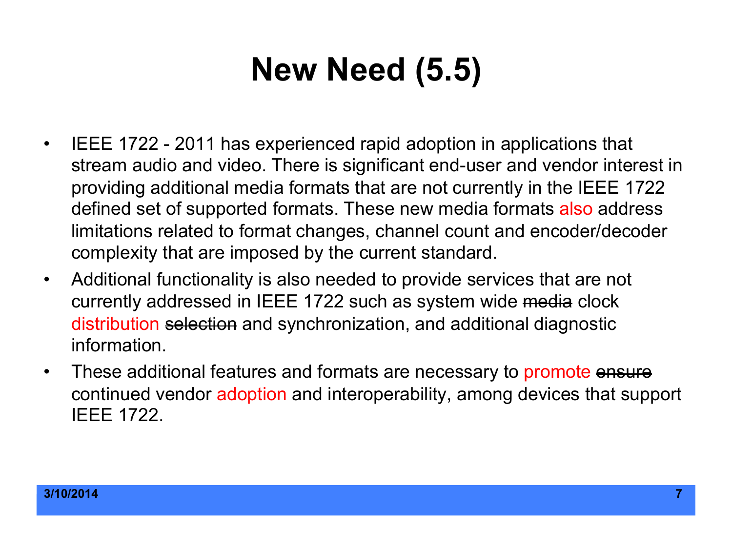# New Need (5.5)

- IEEE 1722 - 2011 has experienced rapid adoption in applications that stream audio and video. There is significant end-user and vendor interest in providing additional media formats that are not currently in the IEEE 1722 defined set of supported formats. These new media formats also address limitations related to format changes, channel count and encoder/decoder complexity that are imposed by the current standard.
- Additional functionality is also needed to provide services that are not currently addressed in IEEE 1722 such as system wide ~~media~~ clock distribution ~~selection~~ and synchronization, and additional diagnostic information.
- These additional features and formats are necessary to promote ~~ensure~~ continued vendor adoption and interoperability, among devices that support IEEE 1722.